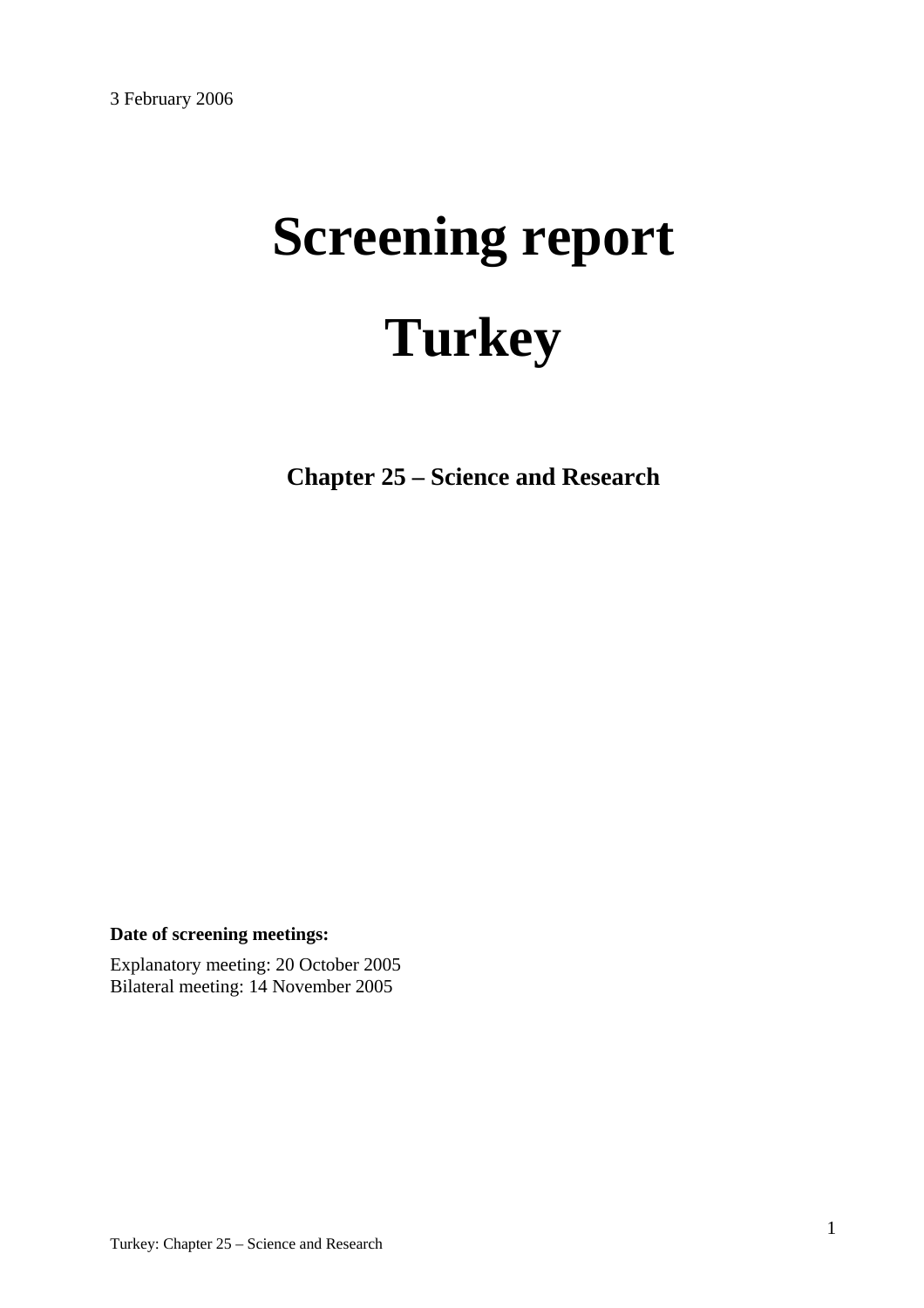3 February 2006

# Screening report

# Turkey

## Chapter 25 – Science and Research

**Date of screening meetings:**

Explanatory meeting: 20 October 2005
Bilateral meeting: 14 November 2005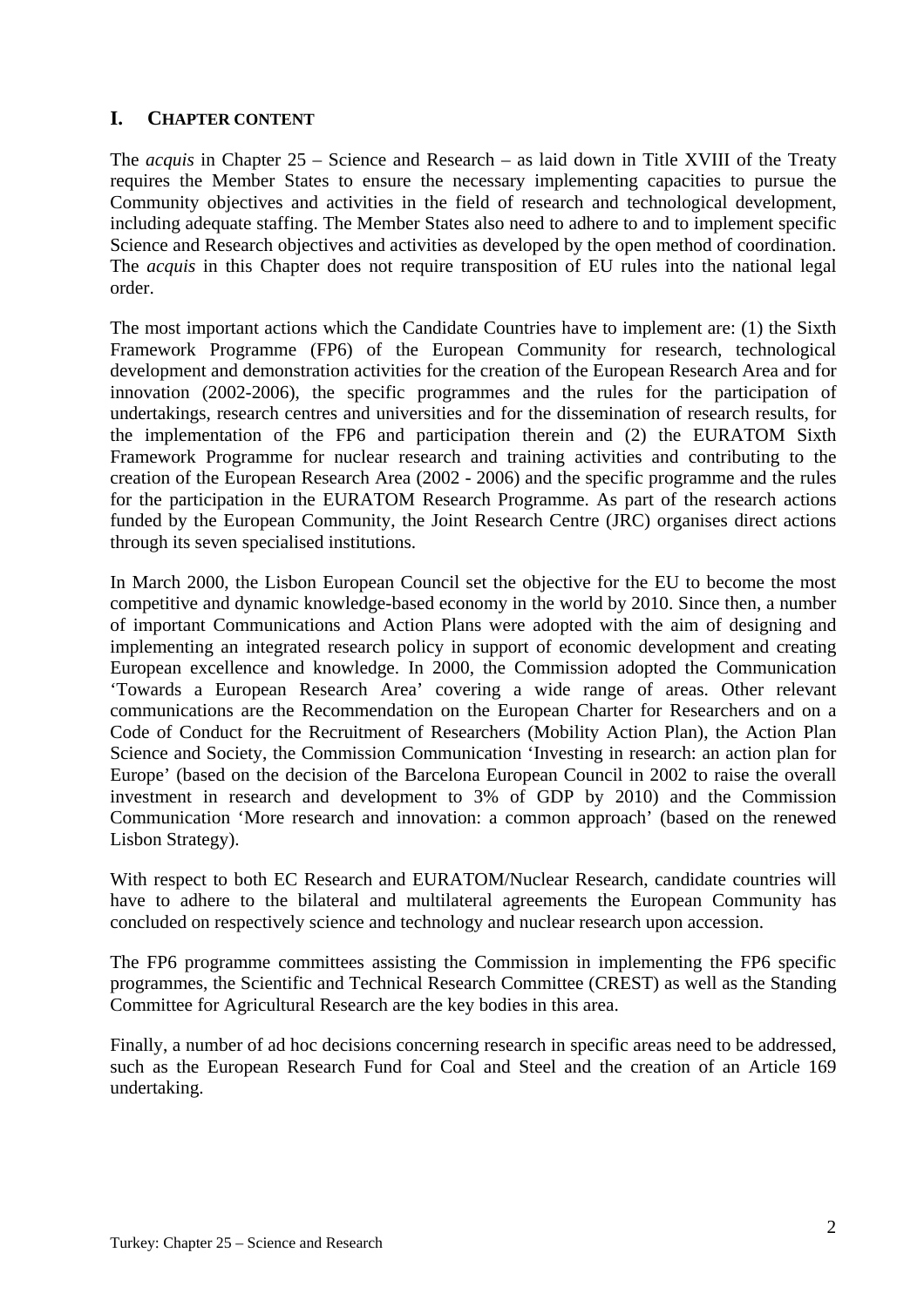# I. CHAPTER CONTENT

The *acquis* in Chapter 25 – Science and Research – as laid down in Title XVIII of the Treaty requires the Member States to ensure the necessary implementing capacities to pursue the Community objectives and activities in the field of research and technological development, including adequate staffing. The Member States also need to adhere to and to implement specific Science and Research objectives and activities as developed by the open method of coordination. The *acquis* in this Chapter does not require transposition of EU rules into the national legal order.

The most important actions which the Candidate Countries have to implement are: (1) the Sixth Framework Programme (FP6) of the European Community for research, technological development and demonstration activities for the creation of the European Research Area and for innovation (2002-2006), the specific programmes and the rules for the participation of undertakings, research centres and universities and for the dissemination of research results, for the implementation of the FP6 and participation therein and (2) the EURATOM Sixth Framework Programme for nuclear research and training activities and contributing to the creation of the European Research Area (2002 - 2006) and the specific programme and the rules for the participation in the EURATOM Research Programme. As part of the research actions funded by the European Community, the Joint Research Centre (JRC) organises direct actions through its seven specialised institutions.

In March 2000, the Lisbon European Council set the objective for the EU to become the most competitive and dynamic knowledge-based economy in the world by 2010. Since then, a number of important Communications and Action Plans were adopted with the aim of designing and implementing an integrated research policy in support of economic development and creating European excellence and knowledge. In 2000, the Commission adopted the Communication 'Towards a European Research Area' covering a wide range of areas. Other relevant communications are the Recommendation on the European Charter for Researchers and on a Code of Conduct for the Recruitment of Researchers (Mobility Action Plan), the Action Plan Science and Society, the Commission Communication 'Investing in research: an action plan for Europe' (based on the decision of the Barcelona European Council in 2002 to raise the overall investment in research and development to 3% of GDP by 2010) and the Commission Communication 'More research and innovation: a common approach' (based on the renewed Lisbon Strategy).

With respect to both EC Research and EURATOM/Nuclear Research, candidate countries will have to adhere to the bilateral and multilateral agreements the European Community has concluded on respectively science and technology and nuclear research upon accession.

The FP6 programme committees assisting the Commission in implementing the FP6 specific programmes, the Scientific and Technical Research Committee (CREST) as well as the Standing Committee for Agricultural Research are the key bodies in this area.

Finally, a number of ad hoc decisions concerning research in specific areas need to be addressed, such as the European Research Fund for Coal and Steel and the creation of an Article 169 undertaking.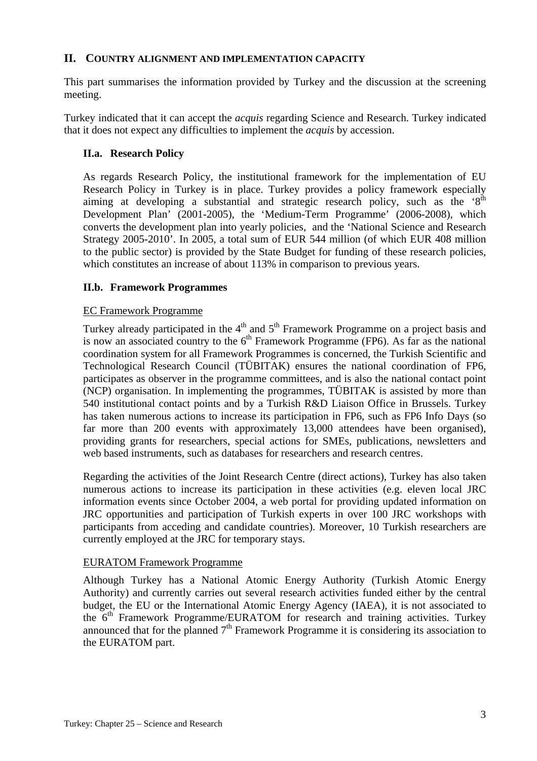## II. COUNTRY ALIGNMENT AND IMPLEMENTATION CAPACITY

This part summarises the information provided by Turkey and the discussion at the screening meeting.

Turkey indicated that it can accept the *acquis* regarding Science and Research. Turkey indicated that it does not expect any difficulties to implement the *acquis* by accession.

### II.a. Research Policy

As regards Research Policy, the institutional framework for the implementation of EU Research Policy in Turkey is in place. Turkey provides a policy framework especially aiming at developing a substantial and strategic research policy, such as the '8th Development Plan' (2001-2005), the 'Medium-Term Programme' (2006-2008), which converts the development plan into yearly policies, and the 'National Science and Research Strategy 2005-2010'. In 2005, a total sum of EUR 544 million (of which EUR 408 million to the public sector) is provided by the State Budget for funding of these research policies, which constitutes an increase of about 113% in comparison to previous years.

### II.b. Framework Programmes

EC Framework Programme

Turkey already participated in the 4th and 5th Framework Programme on a project basis and is now an associated country to the 6th Framework Programme (FP6). As far as the national coordination system for all Framework Programmes is concerned, the Turkish Scientific and Technological Research Council (TÜBITAK) ensures the national coordination of FP6, participates as observer in the programme committees, and is also the national contact point (NCP) organisation. In implementing the programmes, TÜBITAK is assisted by more than 540 institutional contact points and by a Turkish R&D Liaison Office in Brussels. Turkey has taken numerous actions to increase its participation in FP6, such as FP6 Info Days (so far more than 200 events with approximately 13,000 attendees have been organised), providing grants for researchers, special actions for SMEs, publications, newsletters and web based instruments, such as databases for researchers and research centres.

Regarding the activities of the Joint Research Centre (direct actions), Turkey has also taken numerous actions to increase its participation in these activities (e.g. eleven local JRC information events since October 2004, a web portal for providing updated information on JRC opportunities and participation of Turkish experts in over 100 JRC workshops with participants from acceding and candidate countries). Moreover, 10 Turkish researchers are currently employed at the JRC for temporary stays.

EURATOM Framework Programme

Although Turkey has a National Atomic Energy Authority (Turkish Atomic Energy Authority) and currently carries out several research activities funded either by the central budget, the EU or the International Atomic Energy Agency (IAEA), it is not associated to the 6th Framework Programme/EURATOM for research and training activities. Turkey announced that for the planned 7th Framework Programme it is considering its association to the EURATOM part.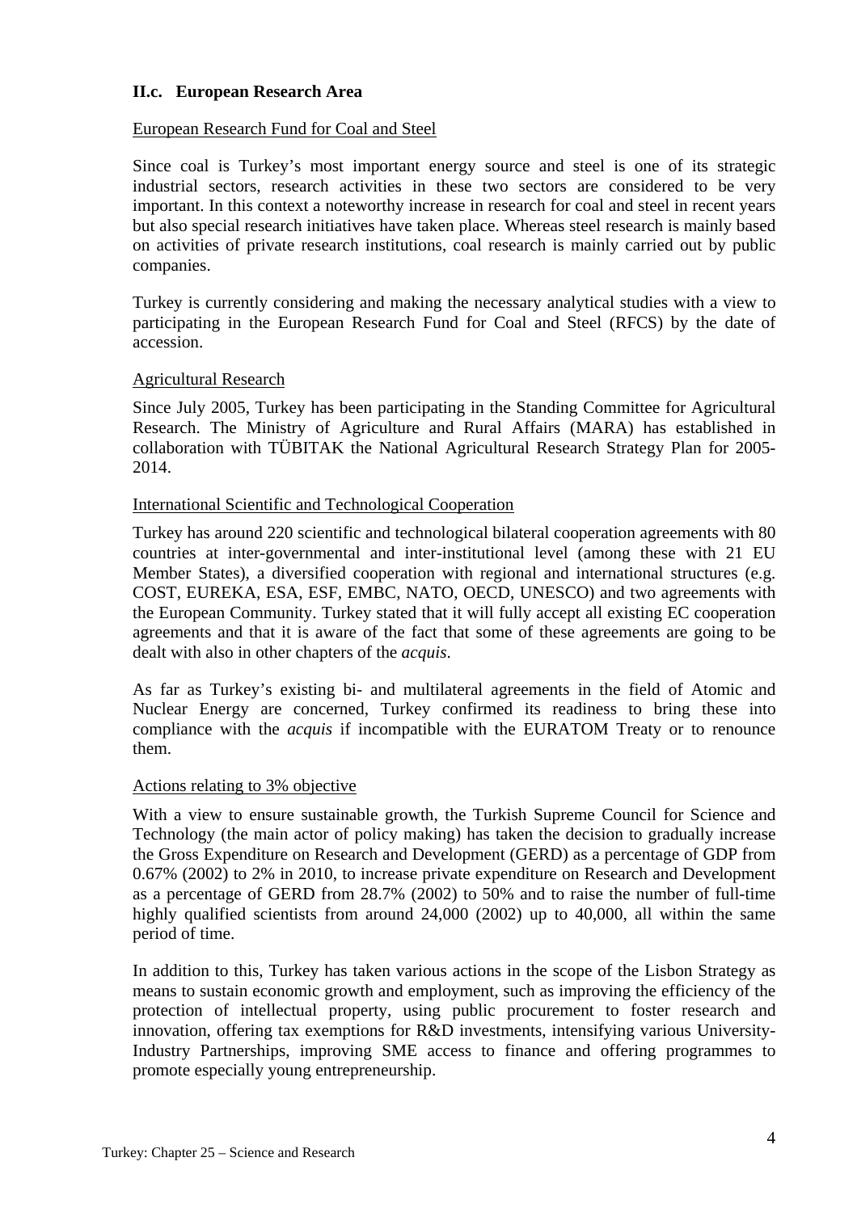### II.c. European Research Area

European Research Fund for Coal and Steel

Since coal is Turkey's most important energy source and steel is one of its strategic industrial sectors, research activities in these two sectors are considered to be very important. In this context a noteworthy increase in research for coal and steel in recent years but also special research initiatives have taken place. Whereas steel research is mainly based on activities of private research institutions, coal research is mainly carried out by public companies.

Turkey is currently considering and making the necessary analytical studies with a view to participating in the European Research Fund for Coal and Steel (RFCS) by the date of accession.

Agricultural Research

Since July 2005, Turkey has been participating in the Standing Committee for Agricultural Research. The Ministry of Agriculture and Rural Affairs (MARA) has established in collaboration with TÜBITAK the National Agricultural Research Strategy Plan for 2005-2014.

International Scientific and Technological Cooperation

Turkey has around 220 scientific and technological bilateral cooperation agreements with 80 countries at inter-governmental and inter-institutional level (among these with 21 EU Member States), a diversified cooperation with regional and international structures (e.g. COST, EUREKA, ESA, ESF, EMBC, NATO, OECD, UNESCO) and two agreements with the European Community. Turkey stated that it will fully accept all existing EC cooperation agreements and that it is aware of the fact that some of these agreements are going to be dealt with also in other chapters of the *acquis*.

As far as Turkey's existing bi- and multilateral agreements in the field of Atomic and Nuclear Energy are concerned, Turkey confirmed its readiness to bring these into compliance with the *acquis* if incompatible with the EURATOM Treaty or to renounce them.

Actions relating to 3% objective

With a view to ensure sustainable growth, the Turkish Supreme Council for Science and Technology (the main actor of policy making) has taken the decision to gradually increase the Gross Expenditure on Research and Development (GERD) as a percentage of GDP from 0.67% (2002) to 2% in 2010, to increase private expenditure on Research and Development as a percentage of GERD from 28.7% (2002) to 50% and to raise the number of full-time highly qualified scientists from around 24,000 (2002) up to 40,000, all within the same period of time.

In addition to this, Turkey has taken various actions in the scope of the Lisbon Strategy as means to sustain economic growth and employment, such as improving the efficiency of the protection of intellectual property, using public procurement to foster research and innovation, offering tax exemptions for R&D investments, intensifying various University-Industry Partnerships, improving SME access to finance and offering programmes to promote especially young entrepreneurship.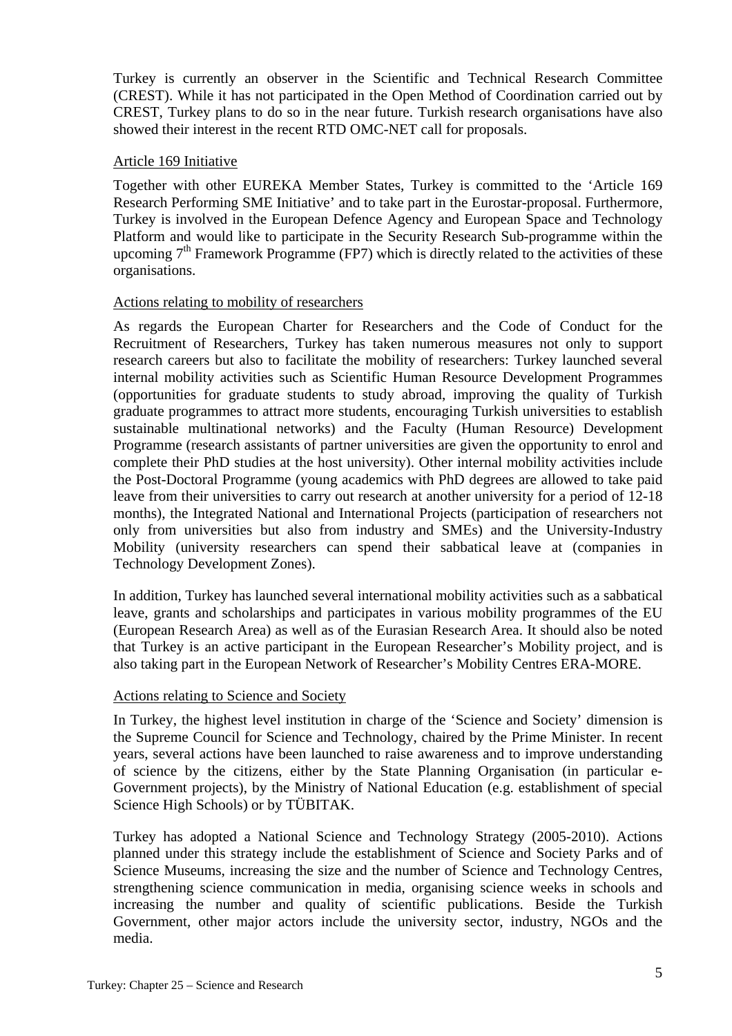Turkey is currently an observer in the Scientific and Technical Research Committee (CREST). While it has not participated in the Open Method of Coordination carried out by CREST, Turkey plans to do so in the near future. Turkish research organisations have also showed their interest in the recent RTD OMC-NET call for proposals.

### Article 169 Initiative

Together with other EUREKA Member States, Turkey is committed to the 'Article 169 Research Performing SME Initiative' and to take part in the Eurostar-proposal. Furthermore, Turkey is involved in the European Defence Agency and European Space and Technology Platform and would like to participate in the Security Research Sub-programme within the upcoming 7th Framework Programme (FP7) which is directly related to the activities of these organisations.

### Actions relating to mobility of researchers

As regards the European Charter for Researchers and the Code of Conduct for the Recruitment of Researchers, Turkey has taken numerous measures not only to support research careers but also to facilitate the mobility of researchers: Turkey launched several internal mobility activities such as Scientific Human Resource Development Programmes (opportunities for graduate students to study abroad, improving the quality of Turkish graduate programmes to attract more students, encouraging Turkish universities to establish sustainable multinational networks) and the Faculty (Human Resource) Development Programme (research assistants of partner universities are given the opportunity to enrol and complete their PhD studies at the host university). Other internal mobility activities include the Post-Doctoral Programme (young academics with PhD degrees are allowed to take paid leave from their universities to carry out research at another university for a period of 12-18 months), the Integrated National and International Projects (participation of researchers not only from universities but also from industry and SMEs) and the University-Industry Mobility (university researchers can spend their sabbatical leave at (companies in Technology Development Zones).

In addition, Turkey has launched several international mobility activities such as a sabbatical leave, grants and scholarships and participates in various mobility programmes of the EU (European Research Area) as well as of the Eurasian Research Area. It should also be noted that Turkey is an active participant in the European Researcher's Mobility project, and is also taking part in the European Network of Researcher's Mobility Centres ERA-MORE.

### Actions relating to Science and Society

In Turkey, the highest level institution in charge of the 'Science and Society' dimension is the Supreme Council for Science and Technology, chaired by the Prime Minister. In recent years, several actions have been launched to raise awareness and to improve understanding of science by the citizens, either by the State Planning Organisation (in particular e-Government projects), by the Ministry of National Education (e.g. establishment of special Science High Schools) or by TÜBITAK.

Turkey has adopted a National Science and Technology Strategy (2005-2010). Actions planned under this strategy include the establishment of Science and Society Parks and of Science Museums, increasing the size and the number of Science and Technology Centres, strengthening science communication in media, organising science weeks in schools and increasing the number and quality of scientific publications. Beside the Turkish Government, other major actors include the university sector, industry, NGOs and the media.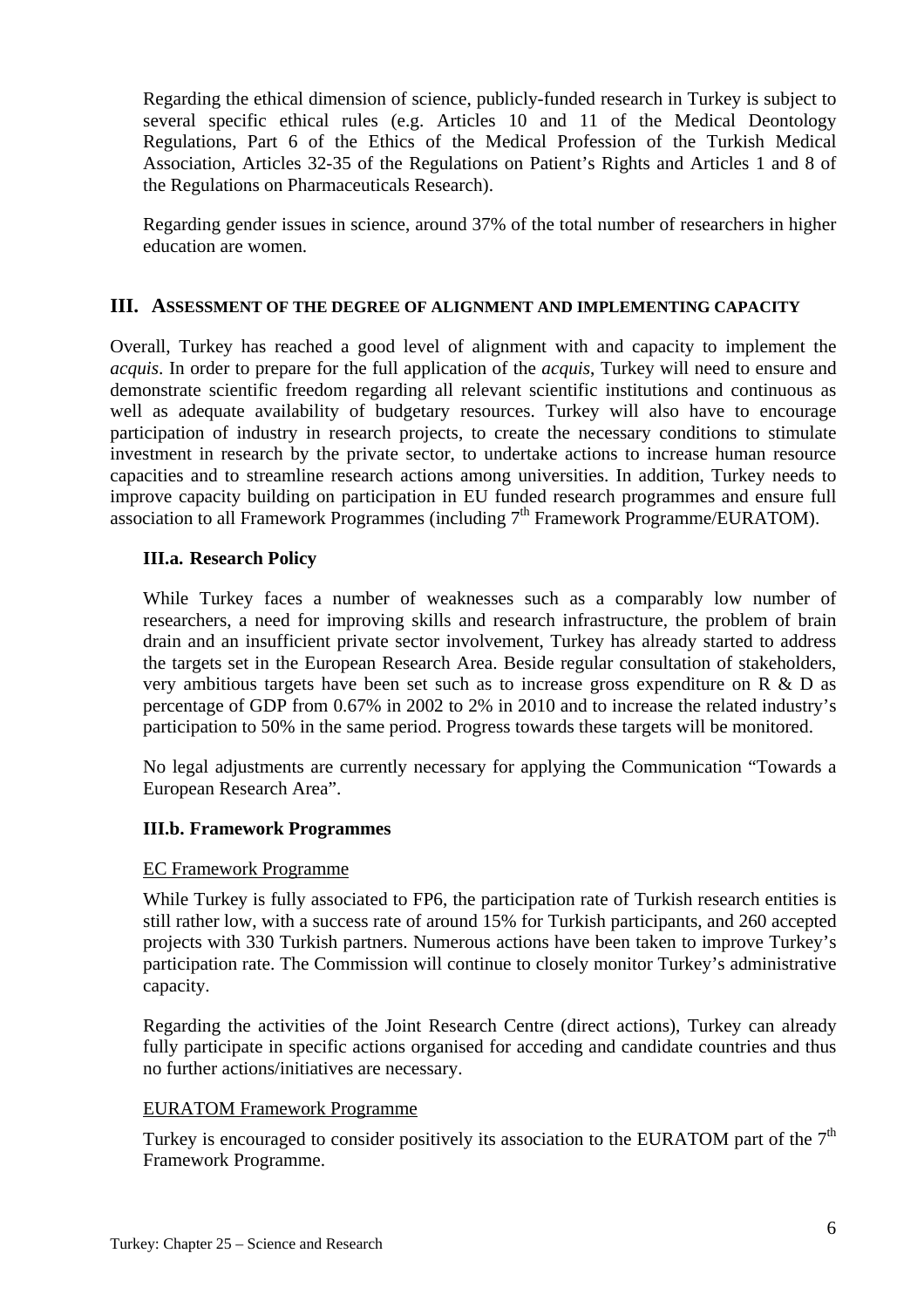Regarding the ethical dimension of science, publicly-funded research in Turkey is subject to several specific ethical rules (e.g. Articles 10 and 11 of the Medical Deontology Regulations, Part 6 of the Ethics of the Medical Profession of the Turkish Medical Association, Articles 32-35 of the Regulations on Patient's Rights and Articles 1 and 8 of the Regulations on Pharmaceuticals Research).

Regarding gender issues in science, around 37% of the total number of researchers in higher education are women.

## III. ASSESSMENT OF THE DEGREE OF ALIGNMENT AND IMPLEMENTING CAPACITY

Overall, Turkey has reached a good level of alignment with and capacity to implement the *acquis*. In order to prepare for the full application of the *acquis*, Turkey will need to ensure and demonstrate scientific freedom regarding all relevant scientific institutions and continuous as well as adequate availability of budgetary resources. Turkey will also have to encourage participation of industry in research projects, to create the necessary conditions to stimulate investment in research by the private sector, to undertake actions to increase human resource capacities and to streamline research actions among universities. In addition, Turkey needs to improve capacity building on participation in EU funded research programmes and ensure full association to all Framework Programmes (including 7th Framework Programme/EURATOM).

### III.a. Research Policy

While Turkey faces a number of weaknesses such as a comparably low number of researchers, a need for improving skills and research infrastructure, the problem of brain drain and an insufficient private sector involvement, Turkey has already started to address the targets set in the European Research Area. Beside regular consultation of stakeholders, very ambitious targets have been set such as to increase gross expenditure on R & D as percentage of GDP from 0.67% in 2002 to 2% in 2010 and to increase the related industry's participation to 50% in the same period. Progress towards these targets will be monitored.

No legal adjustments are currently necessary for applying the Communication "Towards a European Research Area".

### III.b. Framework Programmes

<u>EC Framework Programme</u>

While Turkey is fully associated to FP6, the participation rate of Turkish research entities is still rather low, with a success rate of around 15% for Turkish participants, and 260 accepted projects with 330 Turkish partners. Numerous actions have been taken to improve Turkey's participation rate. The Commission will continue to closely monitor Turkey's administrative capacity.

Regarding the activities of the Joint Research Centre (direct actions), Turkey can already fully participate in specific actions organised for acceding and candidate countries and thus no further actions/initiatives are necessary.

<u>EURATOM Framework Programme</u>

Turkey is encouraged to consider positively its association to the EURATOM part of the 7th Framework Programme.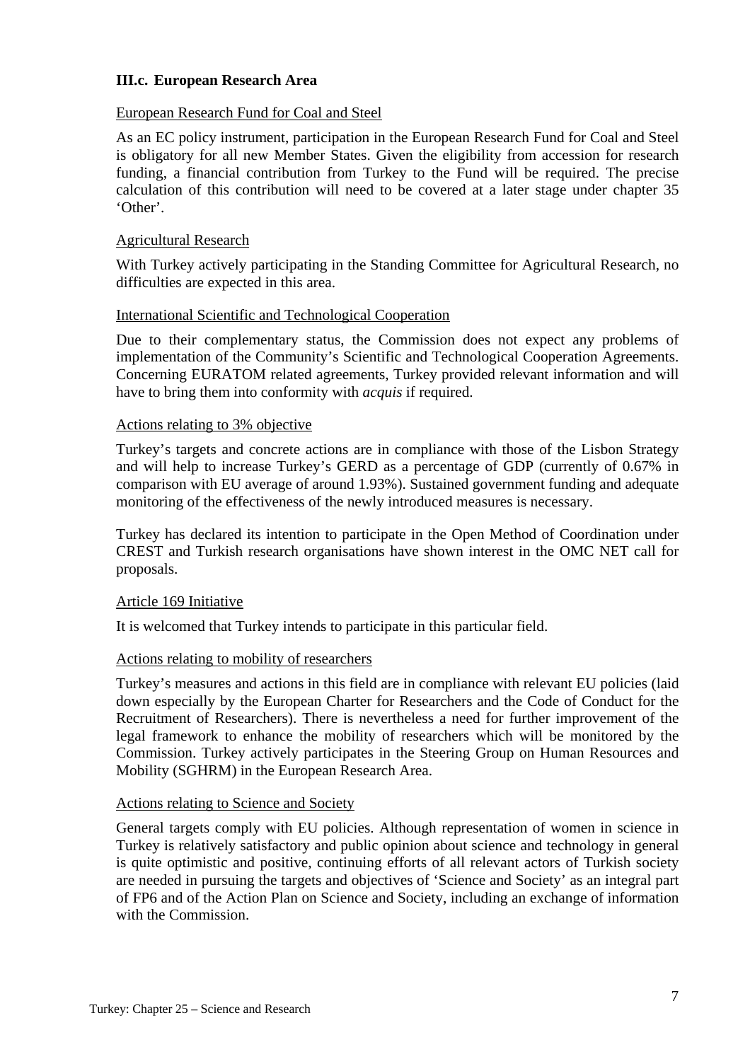### III.c. European Research Area

<u>European Research Fund for Coal and Steel</u>

As an EC policy instrument, participation in the European Research Fund for Coal and Steel is obligatory for all new Member States. Given the eligibility from accession for research funding, a financial contribution from Turkey to the Fund will be required. The precise calculation of this contribution will need to be covered at a later stage under chapter 35 'Other'.

<u>Agricultural Research</u>

With Turkey actively participating in the Standing Committee for Agricultural Research, no difficulties are expected in this area.

<u>International Scientific and Technological Cooperation</u>

Due to their complementary status, the Commission does not expect any problems of implementation of the Community's Scientific and Technological Cooperation Agreements. Concerning EURATOM related agreements, Turkey provided relevant information and will have to bring them into conformity with *acquis* if required.

<u>Actions relating to 3% objective</u>

Turkey's targets and concrete actions are in compliance with those of the Lisbon Strategy and will help to increase Turkey's GERD as a percentage of GDP (currently of 0.67% in comparison with EU average of around 1.93%). Sustained government funding and adequate monitoring of the effectiveness of the newly introduced measures is necessary.

Turkey has declared its intention to participate in the Open Method of Coordination under CREST and Turkish research organisations have shown interest in the OMC NET call for proposals.

<u>Article 169 Initiative</u>

It is welcomed that Turkey intends to participate in this particular field.

<u>Actions relating to mobility of researchers</u>

Turkey's measures and actions in this field are in compliance with relevant EU policies (laid down especially by the European Charter for Researchers and the Code of Conduct for the Recruitment of Researchers). There is nevertheless a need for further improvement of the legal framework to enhance the mobility of researchers which will be monitored by the Commission. Turkey actively participates in the Steering Group on Human Resources and Mobility (SGHRM) in the European Research Area.

<u>Actions relating to Science and Society</u>

General targets comply with EU policies. Although representation of women in science in Turkey is relatively satisfactory and public opinion about science and technology in general is quite optimistic and positive, continuing efforts of all relevant actors of Turkish society are needed in pursuing the targets and objectives of 'Science and Society' as an integral part of FP6 and of the Action Plan on Science and Society, including an exchange of information with the Commission.